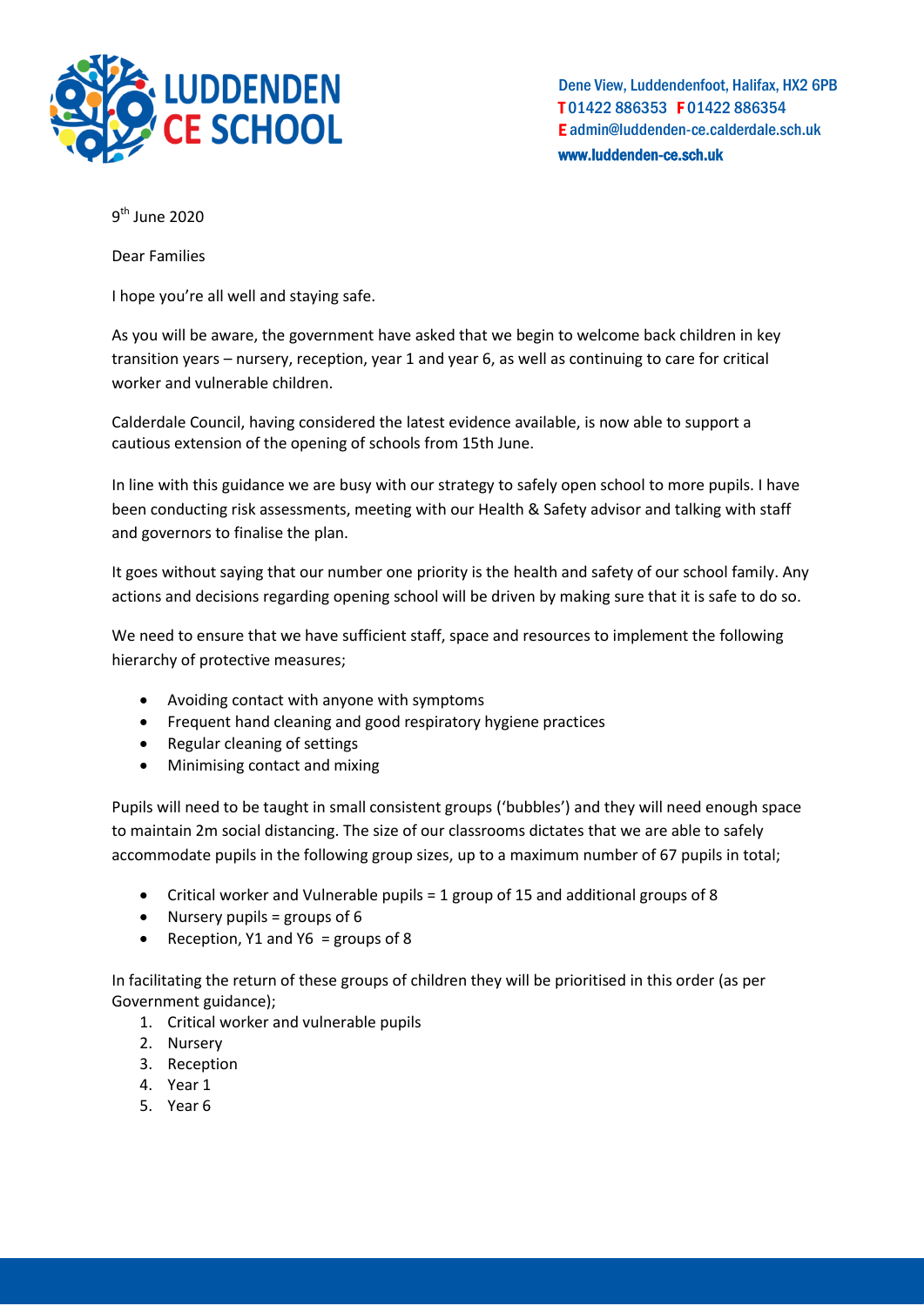**LUDDENDEN CE SCHOOL**

Dene View, Luddendenfoot, Halifax, HX2 6PB
**T** 01422 886353 **F** 01422 886354
**E** admin@luddenden-ce.calderdale.sch.uk
**www.luddenden-ce.sch.uk**

9th June 2020

Dear Families

I hope you're all well and staying safe.

As you will be aware, the government have asked that we begin to welcome back children in key transition years – nursery, reception, year 1 and year 6, as well as continuing to care for critical worker and vulnerable children.

Calderdale Council, having considered the latest evidence available, is now able to support a cautious extension of the opening of schools from 15th June.

In line with this guidance we are busy with our strategy to safely open school to more pupils. I have been conducting risk assessments, meeting with our Health & Safety advisor and talking with staff and governors to finalise the plan.

It goes without saying that our number one priority is the health and safety of our school family. Any actions and decisions regarding opening school will be driven by making sure that it is safe to do so.

We need to ensure that we have sufficient staff, space and resources to implement the following hierarchy of protective measures;

- Avoiding contact with anyone with symptoms
- Frequent hand cleaning and good respiratory hygiene practices
- Regular cleaning of settings
- Minimising contact and mixing

Pupils will need to be taught in small consistent groups ('bubbles') and they will need enough space to maintain 2m social distancing. The size of our classrooms dictates that we are able to safely accommodate pupils in the following group sizes, up to a maximum number of 67 pupils in total;

- Critical worker and Vulnerable pupils = 1 group of 15 and additional groups of 8
- Nursery pupils = groups of 6
- Reception, Y1 and Y6 = groups of 8

In facilitating the return of these groups of children they will be prioritised in this order (as per Government guidance);

1. Critical worker and vulnerable pupils
2. Nursery
3. Reception
4. Year 1
5. Year 6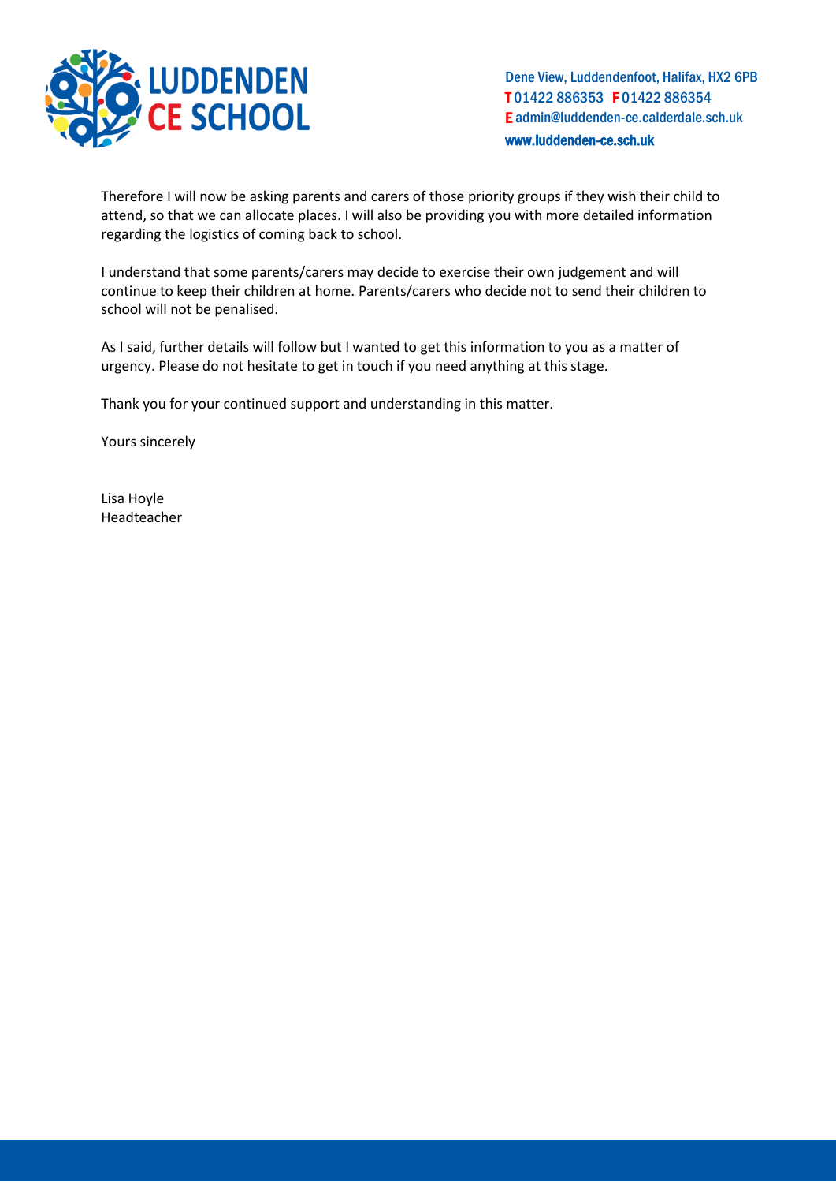Dene View, Luddendenfoot, Halifax, HX2 6PB
T 01422 886353 F 01422 886354
E admin@luddenden-ce.calderdale.sch.uk
www.luddenden-ce.sch.uk

Therefore I will now be asking parents and carers of those priority groups if they wish their child to attend, so that we can allocate places. I will also be providing you with more detailed information regarding the logistics of coming back to school.

I understand that some parents/carers may decide to exercise their own judgement and will continue to keep their children at home. Parents/carers who decide not to send their children to school will not be penalised.

As I said, further details will follow but I wanted to get this information to you as a matter of urgency. Please do not hesitate to get in touch if you need anything at this stage.

Thank you for your continued support and understanding in this matter.

Yours sincerely

Lisa Hoyle
Headteacher